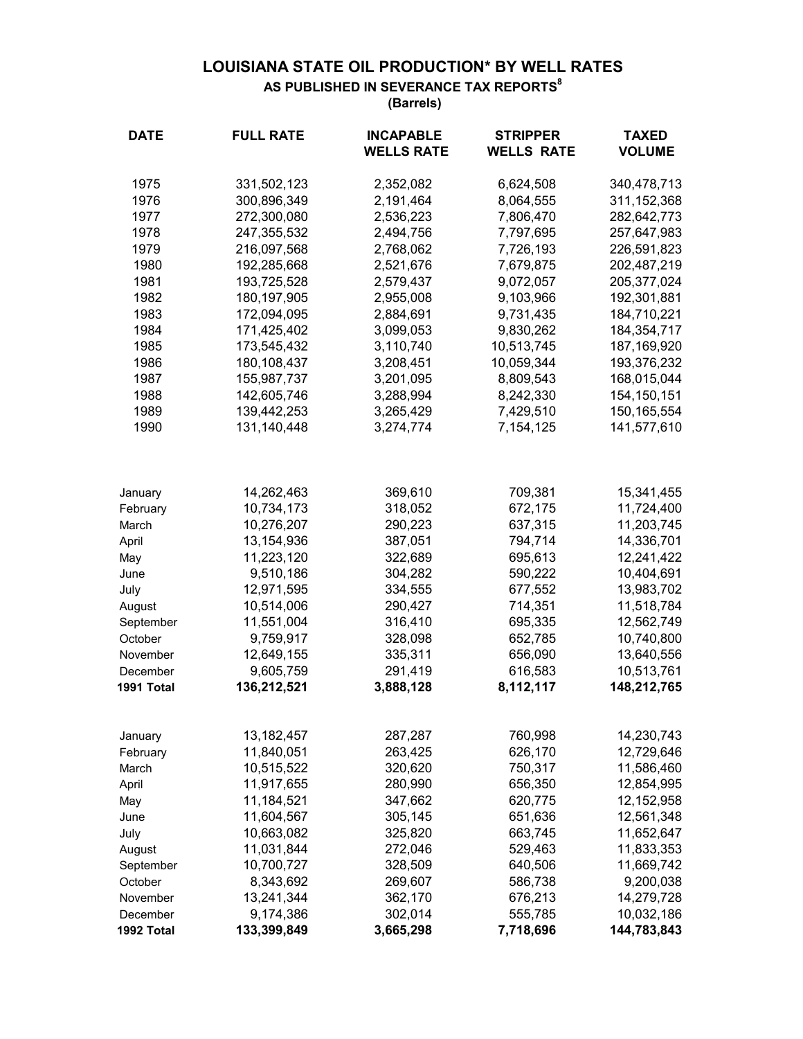# LOUISIANA STATE OIL PRODUCTION* BY WELL RATES

## AS PUBLISHED IN SEVERANCE TAX REPORTS[8]

**(Barrels)**

| DATE | FULL RATE | INCAPABLE WELLS RATE | STRIPPER WELLS RATE | TAXED VOLUME |
|---|---|---|---|---|
| 1975 | 331,502,123 | 2,352,082 | 6,624,508 | 340,478,713 |
| 1976 | 300,896,349 | 2,191,464 | 8,064,555 | 311,152,368 |
| 1977 | 272,300,080 | 2,536,223 | 7,806,470 | 282,642,773 |
| 1978 | 247,355,532 | 2,494,756 | 7,797,695 | 257,647,983 |
| 1979 | 216,097,568 | 2,768,062 | 7,726,193 | 226,591,823 |
| 1980 | 192,285,668 | 2,521,676 | 7,679,875 | 202,487,219 |
| 1981 | 193,725,528 | 2,579,437 | 9,072,057 | 205,377,024 |
| 1982 | 180,197,905 | 2,955,008 | 9,103,966 | 192,301,881 |
| 1983 | 172,094,095 | 2,884,691 | 9,731,435 | 184,710,221 |
| 1984 | 171,425,402 | 3,099,053 | 9,830,262 | 184,354,717 |
| 1985 | 173,545,432 | 3,110,740 | 10,513,745 | 187,169,920 |
| 1986 | 180,108,437 | 3,208,451 | 10,059,344 | 193,376,232 |
| 1987 | 155,987,737 | 3,201,095 | 8,809,543 | 168,015,044 |
| 1988 | 142,605,746 | 3,288,994 | 8,242,330 | 154,150,151 |
| 1989 | 139,442,253 | 3,265,429 | 7,429,510 | 150,165,554 |
| 1990 | 131,140,448 | 3,274,774 | 7,154,125 | 141,577,610 |
| | | | | |
| January | 14,262,463 | 369,610 | 709,381 | 15,341,455 |
| February | 10,734,173 | 318,052 | 672,175 | 11,724,400 |
| March | 10,276,207 | 290,223 | 637,315 | 11,203,745 |
| April | 13,154,936 | 387,051 | 794,714 | 14,336,701 |
| May | 11,223,120 | 322,689 | 695,613 | 12,241,422 |
| June | 9,510,186 | 304,282 | 590,222 | 10,404,691 |
| July | 12,971,595 | 334,555 | 677,552 | 13,983,702 |
| August | 10,514,006 | 290,427 | 714,351 | 11,518,784 |
| September | 11,551,004 | 316,410 | 695,335 | 12,562,749 |
| October | 9,759,917 | 328,098 | 652,785 | 10,740,800 |
| November | 12,649,155 | 335,311 | 656,090 | 13,640,556 |
| December | 9,605,759 | 291,419 | 616,583 | 10,513,761 |
| **1991 Total** | **136,212,521** | **3,888,128** | **8,112,117** | **148,212,765** |
| | | | | |
| January | 13,182,457 | 287,287 | 760,998 | 14,230,743 |
| February | 11,840,051 | 263,425 | 626,170 | 12,729,646 |
| March | 10,515,522 | 320,620 | 750,317 | 11,586,460 |
| April | 11,917,655 | 280,990 | 656,350 | 12,854,995 |
| May | 11,184,521 | 347,662 | 620,775 | 12,152,958 |
| June | 11,604,567 | 305,145 | 651,636 | 12,561,348 |
| July | 10,663,082 | 325,820 | 663,745 | 11,652,647 |
| August | 11,031,844 | 272,046 | 529,463 | 11,833,353 |
| September | 10,700,727 | 328,509 | 640,506 | 11,669,742 |
| October | 8,343,692 | 269,607 | 586,738 | 9,200,038 |
| November | 13,241,344 | 362,170 | 676,213 | 14,279,728 |
| December | 9,174,386 | 302,014 | 555,785 | 10,032,186 |
| **1992 Total** | **133,399,849** | **3,665,298** | **7,718,696** | **144,783,843** |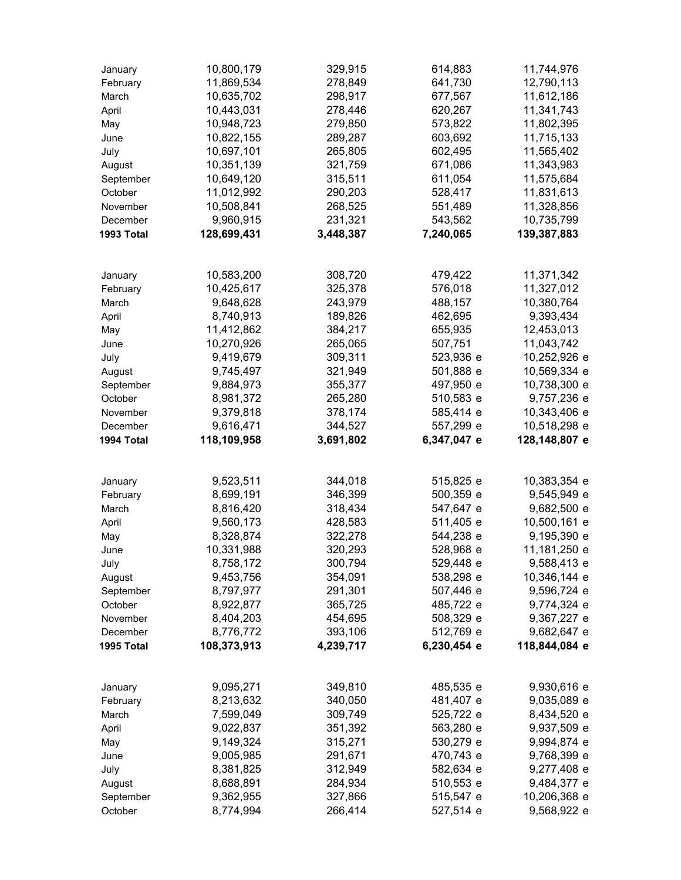| | | | | |
|---|---|---|---|---|
| January | 10,800,179 | 329,915 | 614,883 | 11,744,976 |
| February | 11,869,534 | 278,849 | 641,730 | 12,790,113 |
| March | 10,635,702 | 298,917 | 677,567 | 11,612,186 |
| April | 10,443,031 | 278,446 | 620,267 | 11,341,743 |
| May | 10,948,723 | 279,850 | 573,822 | 11,802,395 |
| June | 10,822,155 | 289,287 | 603,692 | 11,715,133 |
| July | 10,697,101 | 265,805 | 602,495 | 11,565,402 |
| August | 10,351,139 | 321,759 | 671,086 | 11,343,983 |
| September | 10,649,120 | 315,511 | 611,054 | 11,575,684 |
| October | 11,012,992 | 290,203 | 528,417 | 11,831,613 |
| November | 10,508,841 | 268,525 | 551,489 | 11,328,856 |
| December | 9,960,915 | 231,321 | 543,562 | 10,735,799 |
| **1993 Total** | **128,699,431** | **3,448,387** | **7,240,065** | **139,387,883** |
| | | | | |
| January | 10,583,200 | 308,720 | 479,422 | 11,371,342 |
| February | 10,425,617 | 325,378 | 576,018 | 11,327,012 |
| March | 9,648,628 | 243,979 | 488,157 | 10,380,764 |
| April | 8,740,913 | 189,826 | 462,695 | 9,393,434 |
| May | 11,412,862 | 384,217 | 655,935 | 12,453,013 |
| June | 10,270,926 | 265,065 | 507,751 | 11,043,742 |
| July | 9,419,679 | 309,311 | 523,936 e | 10,252,926 e |
| August | 9,745,497 | 321,949 | 501,888 e | 10,569,334 e |
| September | 9,884,973 | 355,377 | 497,950 e | 10,738,300 e |
| October | 8,981,372 | 265,280 | 510,583 e | 9,757,236 e |
| November | 9,379,818 | 378,174 | 585,414 e | 10,343,406 e |
| December | 9,616,471 | 344,527 | 557,299 e | 10,518,298 e |
| **1994 Total** | **118,109,958** | **3,691,802** | **6,347,047 e** | **128,148,807 e** |
| | | | | |
| January | 9,523,511 | 344,018 | 515,825 e | 10,383,354 e |
| February | 8,699,191 | 346,399 | 500,359 e | 9,545,949 e |
| March | 8,816,420 | 318,434 | 547,647 e | 9,682,500 e |
| April | 9,560,173 | 428,583 | 511,405 e | 10,500,161 e |
| May | 8,328,874 | 322,278 | 544,238 e | 9,195,390 e |
| June | 10,331,988 | 320,293 | 528,968 e | 11,181,250 e |
| July | 8,758,172 | 300,794 | 529,448 e | 9,588,413 e |
| August | 9,453,756 | 354,091 | 538,298 e | 10,346,144 e |
| September | 8,797,977 | 291,301 | 507,446 e | 9,596,724 e |
| October | 8,922,877 | 365,725 | 485,722 e | 9,774,324 e |
| November | 8,404,203 | 454,695 | 508,329 e | 9,367,227 e |
| December | 8,776,772 | 393,106 | 512,769 e | 9,682,647 e |
| **1995 Total** | **108,373,913** | **4,239,717** | **6,230,454 e** | **118,844,084 e** |
| | | | | |
| January | 9,095,271 | 349,810 | 485,535 e | 9,930,616 e |
| February | 8,213,632 | 340,050 | 481,407 e | 9,035,089 e |
| March | 7,599,049 | 309,749 | 525,722 e | 8,434,520 e |
| April | 9,022,837 | 351,392 | 563,280 e | 9,937,509 e |
| May | 9,149,324 | 315,271 | 530,279 e | 9,994,874 e |
| June | 9,005,985 | 291,671 | 470,743 e | 9,768,399 e |
| July | 8,381,825 | 312,949 | 582,634 e | 9,277,408 e |
| August | 8,688,891 | 284,934 | 510,553 e | 9,484,377 e |
| September | 9,362,955 | 327,866 | 515,547 e | 10,206,368 e |
| October | 8,774,994 | 266,414 | 527,514 e | 9,568,922 e |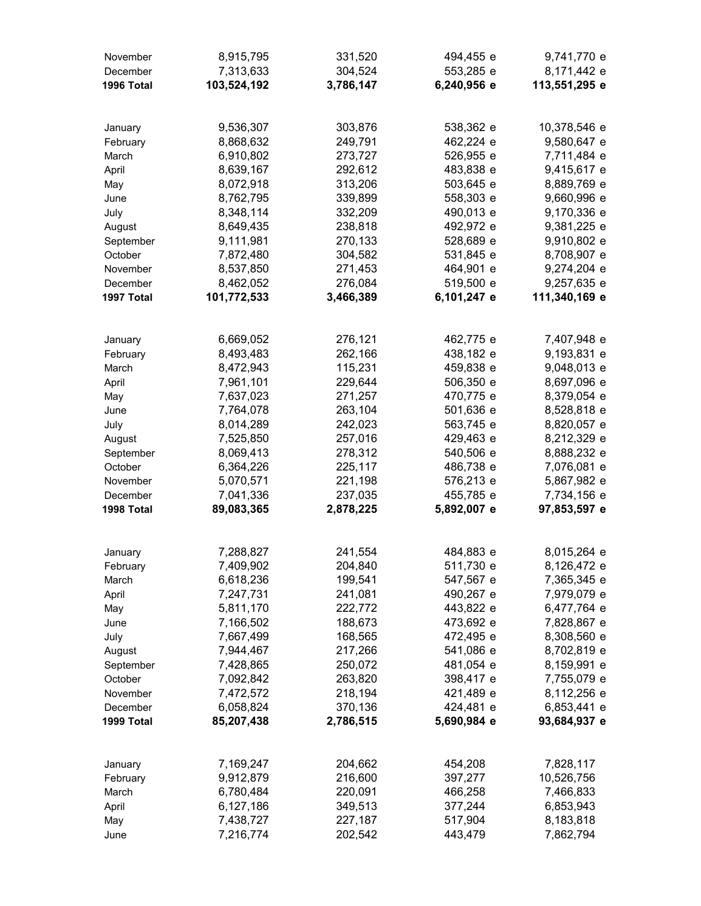| | | | | |
|---|---|---|---|---|
| November | 8,915,795 | 331,520 | 494,455 e | 9,741,770 e |
| December | 7,313,633 | 304,524 | 553,285 e | 8,171,442 e |
| **1996 Total** | **103,524,192** | **3,786,147** | **6,240,956 e** | **113,551,295 e** |
| | | | | |
| January | 9,536,307 | 303,876 | 538,362 e | 10,378,546 e |
| February | 8,868,632 | 249,791 | 462,224 e | 9,580,647 e |
| March | 6,910,802 | 273,727 | 526,955 e | 7,711,484 e |
| April | 8,639,167 | 292,612 | 483,838 e | 9,415,617 e |
| May | 8,072,918 | 313,206 | 503,645 e | 8,889,769 e |
| June | 8,762,795 | 339,899 | 558,303 e | 9,660,996 e |
| July | 8,348,114 | 332,209 | 490,013 e | 9,170,336 e |
| August | 8,649,435 | 238,818 | 492,972 e | 9,381,225 e |
| September | 9,111,981 | 270,133 | 528,689 e | 9,910,802 e |
| October | 7,872,480 | 304,582 | 531,845 e | 8,708,907 e |
| November | 8,537,850 | 271,453 | 464,901 e | 9,274,204 e |
| December | 8,462,052 | 276,084 | 519,500 e | 9,257,635 e |
| **1997 Total** | **101,772,533** | **3,466,389** | **6,101,247 e** | **111,340,169 e** |
| | | | | |
| January | 6,669,052 | 276,121 | 462,775 e | 7,407,948 e |
| February | 8,493,483 | 262,166 | 438,182 e | 9,193,831 e |
| March | 8,472,943 | 115,231 | 459,838 e | 9,048,013 e |
| April | 7,961,101 | 229,644 | 506,350 e | 8,697,096 e |
| May | 7,637,023 | 271,257 | 470,775 e | 8,379,054 e |
| June | 7,764,078 | 263,104 | 501,636 e | 8,528,818 e |
| July | 8,014,289 | 242,023 | 563,745 e | 8,820,057 e |
| August | 7,525,850 | 257,016 | 429,463 e | 8,212,329 e |
| September | 8,069,413 | 278,312 | 540,506 e | 8,888,232 e |
| October | 6,364,226 | 225,117 | 486,738 e | 7,076,081 e |
| November | 5,070,571 | 221,198 | 576,213 e | 5,867,982 e |
| December | 7,041,336 | 237,035 | 455,785 e | 7,734,156 e |
| **1998 Total** | **89,083,365** | **2,878,225** | **5,892,007 e** | **97,853,597 e** |
| | | | | |
| January | 7,288,827 | 241,554 | 484,883 e | 8,015,264 e |
| February | 7,409,902 | 204,840 | 511,730 e | 8,126,472 e |
| March | 6,618,236 | 199,541 | 547,567 e | 7,365,345 e |
| April | 7,247,731 | 241,081 | 490,267 e | 7,979,079 e |
| May | 5,811,170 | 222,772 | 443,822 e | 6,477,764 e |
| June | 7,166,502 | 188,673 | 473,692 e | 7,828,867 e |
| July | 7,667,499 | 168,565 | 472,495 e | 8,308,560 e |
| August | 7,944,467 | 217,266 | 541,086 e | 8,702,819 e |
| September | 7,428,865 | 250,072 | 481,054 e | 8,159,991 e |
| October | 7,092,842 | 263,820 | 398,417 e | 7,755,079 e |
| November | 7,472,572 | 218,194 | 421,489 e | 8,112,256 e |
| December | 6,058,824 | 370,136 | 424,481 e | 6,853,441 e |
| **1999 Total** | **85,207,438** | **2,786,515** | **5,690,984 e** | **93,684,937 e** |
| | | | | |
| January | 7,169,247 | 204,662 | 454,208 | 7,828,117 |
| February | 9,912,879 | 216,600 | 397,277 | 10,526,756 |
| March | 6,780,484 | 220,091 | 466,258 | 7,466,833 |
| April | 6,127,186 | 349,513 | 377,244 | 6,853,943 |
| May | 7,438,727 | 227,187 | 517,904 | 8,183,818 |
| June | 7,216,774 | 202,542 | 443,479 | 7,862,794 |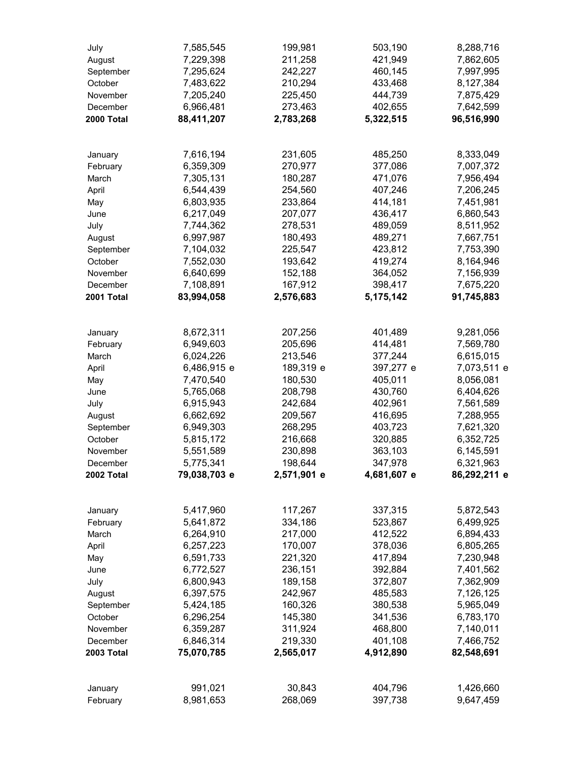| | | | | |
|---|---|---|---|---|
| July | 7,585,545 | 199,981 | 503,190 | 8,288,716 |
| August | 7,229,398 | 211,258 | 421,949 | 7,862,605 |
| September | 7,295,624 | 242,227 | 460,145 | 7,997,995 |
| October | 7,483,622 | 210,294 | 433,468 | 8,127,384 |
| November | 7,205,240 | 225,450 | 444,739 | 7,875,429 |
| December | 6,966,481 | 273,463 | 402,655 | 7,642,599 |
| **2000 Total** | **88,411,207** | **2,783,268** | **5,322,515** | **96,516,990** |
| | | | | |
| January | 7,616,194 | 231,605 | 485,250 | 8,333,049 |
| February | 6,359,309 | 270,977 | 377,086 | 7,007,372 |
| March | 7,305,131 | 180,287 | 471,076 | 7,956,494 |
| April | 6,544,439 | 254,560 | 407,246 | 7,206,245 |
| May | 6,803,935 | 233,864 | 414,181 | 7,451,981 |
| June | 6,217,049 | 207,077 | 436,417 | 6,860,543 |
| July | 7,744,362 | 278,531 | 489,059 | 8,511,952 |
| August | 6,997,987 | 180,493 | 489,271 | 7,667,751 |
| September | 7,104,032 | 225,547 | 423,812 | 7,753,390 |
| October | 7,552,030 | 193,642 | 419,274 | 8,164,946 |
| November | 6,640,699 | 152,188 | 364,052 | 7,156,939 |
| December | 7,108,891 | 167,912 | 398,417 | 7,675,220 |
| **2001 Total** | **83,994,058** | **2,576,683** | **5,175,142** | **91,745,883** |
| | | | | |
| January | 8,672,311 | 207,256 | 401,489 | 9,281,056 |
| February | 6,949,603 | 205,696 | 414,481 | 7,569,780 |
| March | 6,024,226 | 213,546 | 377,244 | 6,615,015 |
| April | 6,486,915 e | 189,319 e | 397,277 e | 7,073,511 e |
| May | 7,470,540 | 180,530 | 405,011 | 8,056,081 |
| June | 5,765,068 | 208,798 | 430,760 | 6,404,626 |
| July | 6,915,943 | 242,684 | 402,961 | 7,561,589 |
| August | 6,662,692 | 209,567 | 416,695 | 7,288,955 |
| September | 6,949,303 | 268,295 | 403,723 | 7,621,320 |
| October | 5,815,172 | 216,668 | 320,885 | 6,352,725 |
| November | 5,551,589 | 230,898 | 363,103 | 6,145,591 |
| December | 5,775,341 | 198,644 | 347,978 | 6,321,963 |
| **2002 Total** | **79,038,703 e** | **2,571,901 e** | **4,681,607 e** | **86,292,211 e** |
| | | | | |
| January | 5,417,960 | 117,267 | 337,315 | 5,872,543 |
| February | 5,641,872 | 334,186 | 523,867 | 6,499,925 |
| March | 6,264,910 | 217,000 | 412,522 | 6,894,433 |
| April | 6,257,223 | 170,007 | 378,036 | 6,805,265 |
| May | 6,591,733 | 221,320 | 417,894 | 7,230,948 |
| June | 6,772,527 | 236,151 | 392,884 | 7,401,562 |
| July | 6,800,943 | 189,158 | 372,807 | 7,362,909 |
| August | 6,397,575 | 242,967 | 485,583 | 7,126,125 |
| September | 5,424,185 | 160,326 | 380,538 | 5,965,049 |
| October | 6,296,254 | 145,380 | 341,536 | 6,783,170 |
| November | 6,359,287 | 311,924 | 468,800 | 7,140,011 |
| December | 6,846,314 | 219,330 | 401,108 | 7,466,752 |
| **2003 Total** | **75,070,785** | **2,565,017** | **4,912,890** | **82,548,691** |
| | | | | |
| January | 991,021 | 30,843 | 404,796 | 1,426,660 |
| February | 8,981,653 | 268,069 | 397,738 | 9,647,459 |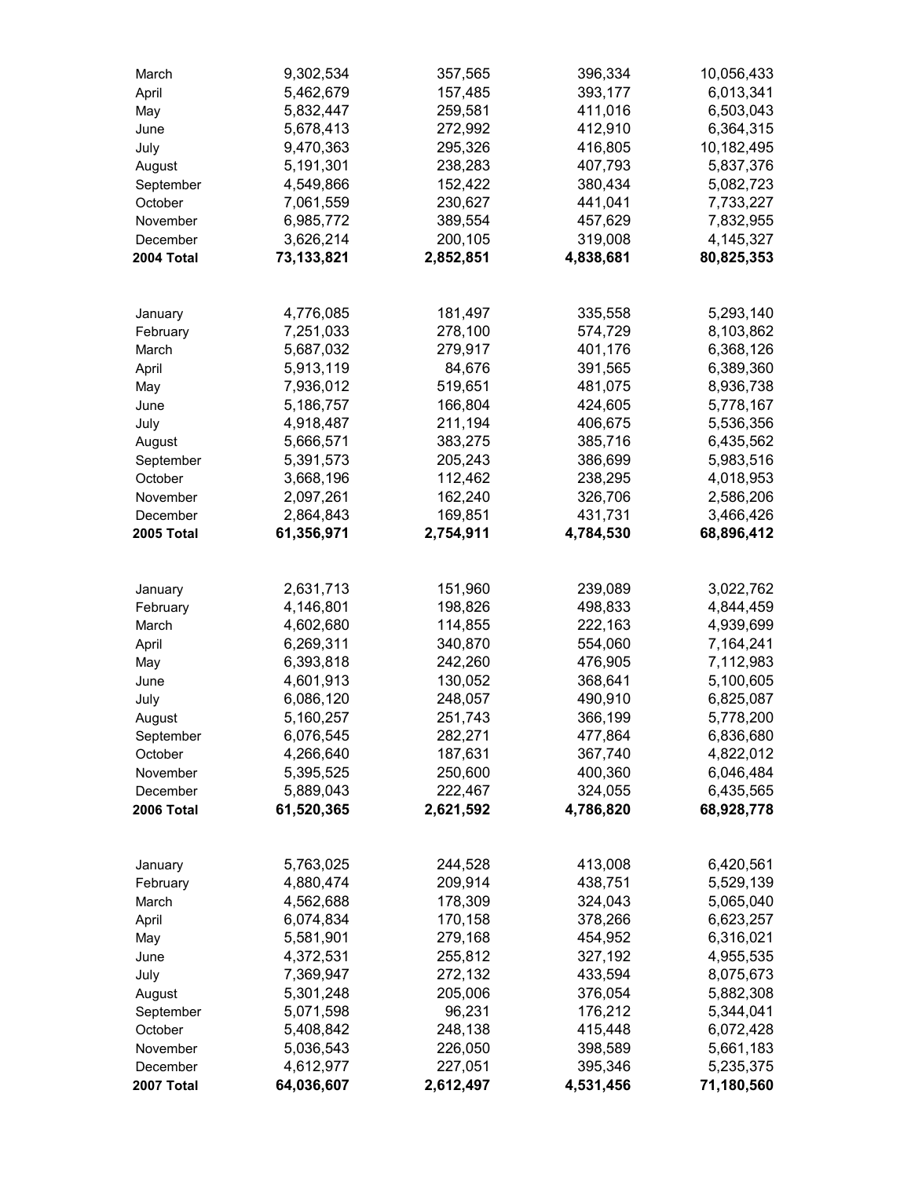| | | | | |
|---|---|---|---|---|
| March | 9,302,534 | 357,565 | 396,334 | 10,056,433 |
| April | 5,462,679 | 157,485 | 393,177 | 6,013,341 |
| May | 5,832,447 | 259,581 | 411,016 | 6,503,043 |
| June | 5,678,413 | 272,992 | 412,910 | 6,364,315 |
| July | 9,470,363 | 295,326 | 416,805 | 10,182,495 |
| August | 5,191,301 | 238,283 | 407,793 | 5,837,376 |
| September | 4,549,866 | 152,422 | 380,434 | 5,082,723 |
| October | 7,061,559 | 230,627 | 441,041 | 7,733,227 |
| November | 6,985,772 | 389,554 | 457,629 | 7,832,955 |
| December | 3,626,214 | 200,105 | 319,008 | 4,145,327 |
| **2004 Total** | **73,133,821** | **2,852,851** | **4,838,681** | **80,825,353** |
| | | | | |
| January | 4,776,085 | 181,497 | 335,558 | 5,293,140 |
| February | 7,251,033 | 278,100 | 574,729 | 8,103,862 |
| March | 5,687,032 | 279,917 | 401,176 | 6,368,126 |
| April | 5,913,119 | 84,676 | 391,565 | 6,389,360 |
| May | 7,936,012 | 519,651 | 481,075 | 8,936,738 |
| June | 5,186,757 | 166,804 | 424,605 | 5,778,167 |
| July | 4,918,487 | 211,194 | 406,675 | 5,536,356 |
| August | 5,666,571 | 383,275 | 385,716 | 6,435,562 |
| September | 5,391,573 | 205,243 | 386,699 | 5,983,516 |
| October | 3,668,196 | 112,462 | 238,295 | 4,018,953 |
| November | 2,097,261 | 162,240 | 326,706 | 2,586,206 |
| December | 2,864,843 | 169,851 | 431,731 | 3,466,426 |
| **2005 Total** | **61,356,971** | **2,754,911** | **4,784,530** | **68,896,412** |
| | | | | |
| January | 2,631,713 | 151,960 | 239,089 | 3,022,762 |
| February | 4,146,801 | 198,826 | 498,833 | 4,844,459 |
| March | 4,602,680 | 114,855 | 222,163 | 4,939,699 |
| April | 6,269,311 | 340,870 | 554,060 | 7,164,241 |
| May | 6,393,818 | 242,260 | 476,905 | 7,112,983 |
| June | 4,601,913 | 130,052 | 368,641 | 5,100,605 |
| July | 6,086,120 | 248,057 | 490,910 | 6,825,087 |
| August | 5,160,257 | 251,743 | 366,199 | 5,778,200 |
| September | 6,076,545 | 282,271 | 477,864 | 6,836,680 |
| October | 4,266,640 | 187,631 | 367,740 | 4,822,012 |
| November | 5,395,525 | 250,600 | 400,360 | 6,046,484 |
| December | 5,889,043 | 222,467 | 324,055 | 6,435,565 |
| **2006 Total** | **61,520,365** | **2,621,592** | **4,786,820** | **68,928,778** |
| | | | | |
| January | 5,763,025 | 244,528 | 413,008 | 6,420,561 |
| February | 4,880,474 | 209,914 | 438,751 | 5,529,139 |
| March | 4,562,688 | 178,309 | 324,043 | 5,065,040 |
| April | 6,074,834 | 170,158 | 378,266 | 6,623,257 |
| May | 5,581,901 | 279,168 | 454,952 | 6,316,021 |
| June | 4,372,531 | 255,812 | 327,192 | 4,955,535 |
| July | 7,369,947 | 272,132 | 433,594 | 8,075,673 |
| August | 5,301,248 | 205,006 | 376,054 | 5,882,308 |
| September | 5,071,598 | 96,231 | 176,212 | 5,344,041 |
| October | 5,408,842 | 248,138 | 415,448 | 6,072,428 |
| November | 5,036,543 | 226,050 | 398,589 | 5,661,183 |
| December | 4,612,977 | 227,051 | 395,346 | 5,235,375 |
| **2007 Total** | **64,036,607** | **2,612,497** | **4,531,456** | **71,180,560** |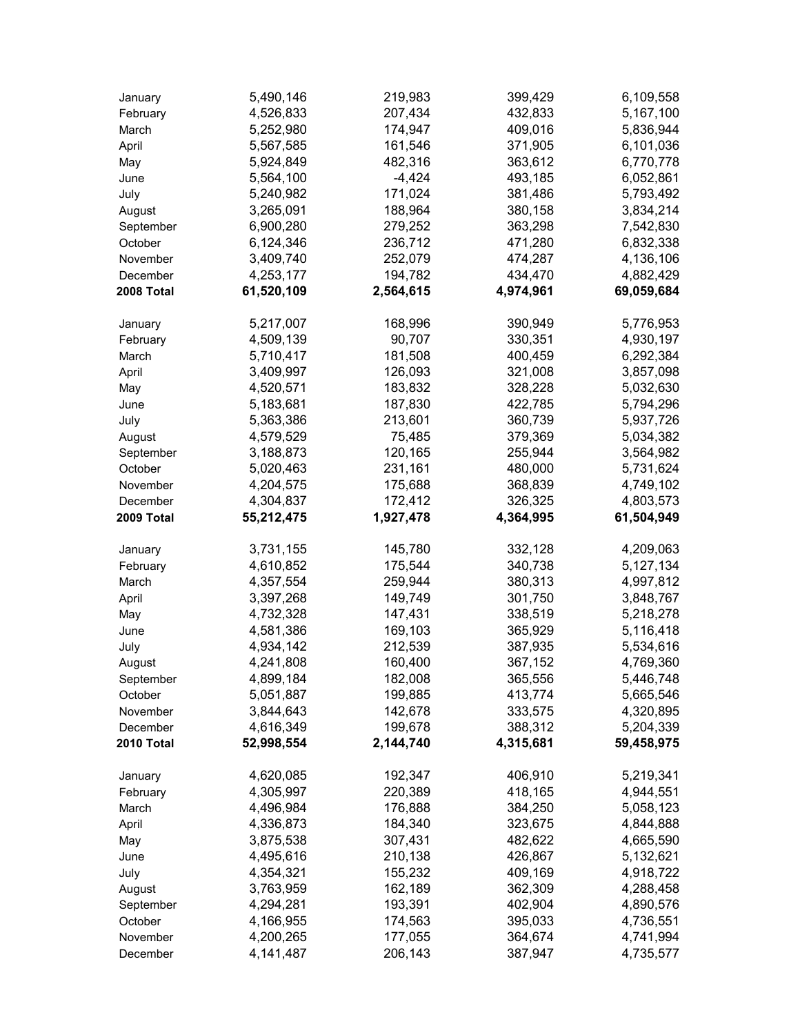| | | | | |
|---|---|---|---|---|
| January | 5,490,146 | 219,983 | 399,429 | 6,109,558 |
| February | 4,526,833 | 207,434 | 432,833 | 5,167,100 |
| March | 5,252,980 | 174,947 | 409,016 | 5,836,944 |
| April | 5,567,585 | 161,546 | 371,905 | 6,101,036 |
| May | 5,924,849 | 482,316 | 363,612 | 6,770,778 |
| June | 5,564,100 | -4,424 | 493,185 | 6,052,861 |
| July | 5,240,982 | 171,024 | 381,486 | 5,793,492 |
| August | 3,265,091 | 188,964 | 380,158 | 3,834,214 |
| September | 6,900,280 | 279,252 | 363,298 | 7,542,830 |
| October | 6,124,346 | 236,712 | 471,280 | 6,832,338 |
| November | 3,409,740 | 252,079 | 474,287 | 4,136,106 |
| December | 4,253,177 | 194,782 | 434,470 | 4,882,429 |
| **2008 Total** | **61,520,109** | **2,564,615** | **4,974,961** | **69,059,684** |
| | | | | |
| January | 5,217,007 | 168,996 | 390,949 | 5,776,953 |
| February | 4,509,139 | 90,707 | 330,351 | 4,930,197 |
| March | 5,710,417 | 181,508 | 400,459 | 6,292,384 |
| April | 3,409,997 | 126,093 | 321,008 | 3,857,098 |
| May | 4,520,571 | 183,832 | 328,228 | 5,032,630 |
| June | 5,183,681 | 187,830 | 422,785 | 5,794,296 |
| July | 5,363,386 | 213,601 | 360,739 | 5,937,726 |
| August | 4,579,529 | 75,485 | 379,369 | 5,034,382 |
| September | 3,188,873 | 120,165 | 255,944 | 3,564,982 |
| October | 5,020,463 | 231,161 | 480,000 | 5,731,624 |
| November | 4,204,575 | 175,688 | 368,839 | 4,749,102 |
| December | 4,304,837 | 172,412 | 326,325 | 4,803,573 |
| **2009 Total** | **55,212,475** | **1,927,478** | **4,364,995** | **61,504,949** |
| | | | | |
| January | 3,731,155 | 145,780 | 332,128 | 4,209,063 |
| February | 4,610,852 | 175,544 | 340,738 | 5,127,134 |
| March | 4,357,554 | 259,944 | 380,313 | 4,997,812 |
| April | 3,397,268 | 149,749 | 301,750 | 3,848,767 |
| May | 4,732,328 | 147,431 | 338,519 | 5,218,278 |
| June | 4,581,386 | 169,103 | 365,929 | 5,116,418 |
| July | 4,934,142 | 212,539 | 387,935 | 5,534,616 |
| August | 4,241,808 | 160,400 | 367,152 | 4,769,360 |
| September | 4,899,184 | 182,008 | 365,556 | 5,446,748 |
| October | 5,051,887 | 199,885 | 413,774 | 5,665,546 |
| November | 3,844,643 | 142,678 | 333,575 | 4,320,895 |
| December | 4,616,349 | 199,678 | 388,312 | 5,204,339 |
| **2010 Total** | **52,998,554** | **2,144,740** | **4,315,681** | **59,458,975** |
| | | | | |
| January | 4,620,085 | 192,347 | 406,910 | 5,219,341 |
| February | 4,305,997 | 220,389 | 418,165 | 4,944,551 |
| March | 4,496,984 | 176,888 | 384,250 | 5,058,123 |
| April | 4,336,873 | 184,340 | 323,675 | 4,844,888 |
| May | 3,875,538 | 307,431 | 482,622 | 4,665,590 |
| June | 4,495,616 | 210,138 | 426,867 | 5,132,621 |
| July | 4,354,321 | 155,232 | 409,169 | 4,918,722 |
| August | 3,763,959 | 162,189 | 362,309 | 4,288,458 |
| September | 4,294,281 | 193,391 | 402,904 | 4,890,576 |
| October | 4,166,955 | 174,563 | 395,033 | 4,736,551 |
| November | 4,200,265 | 177,055 | 364,674 | 4,741,994 |
| December | 4,141,487 | 206,143 | 387,947 | 4,735,577 |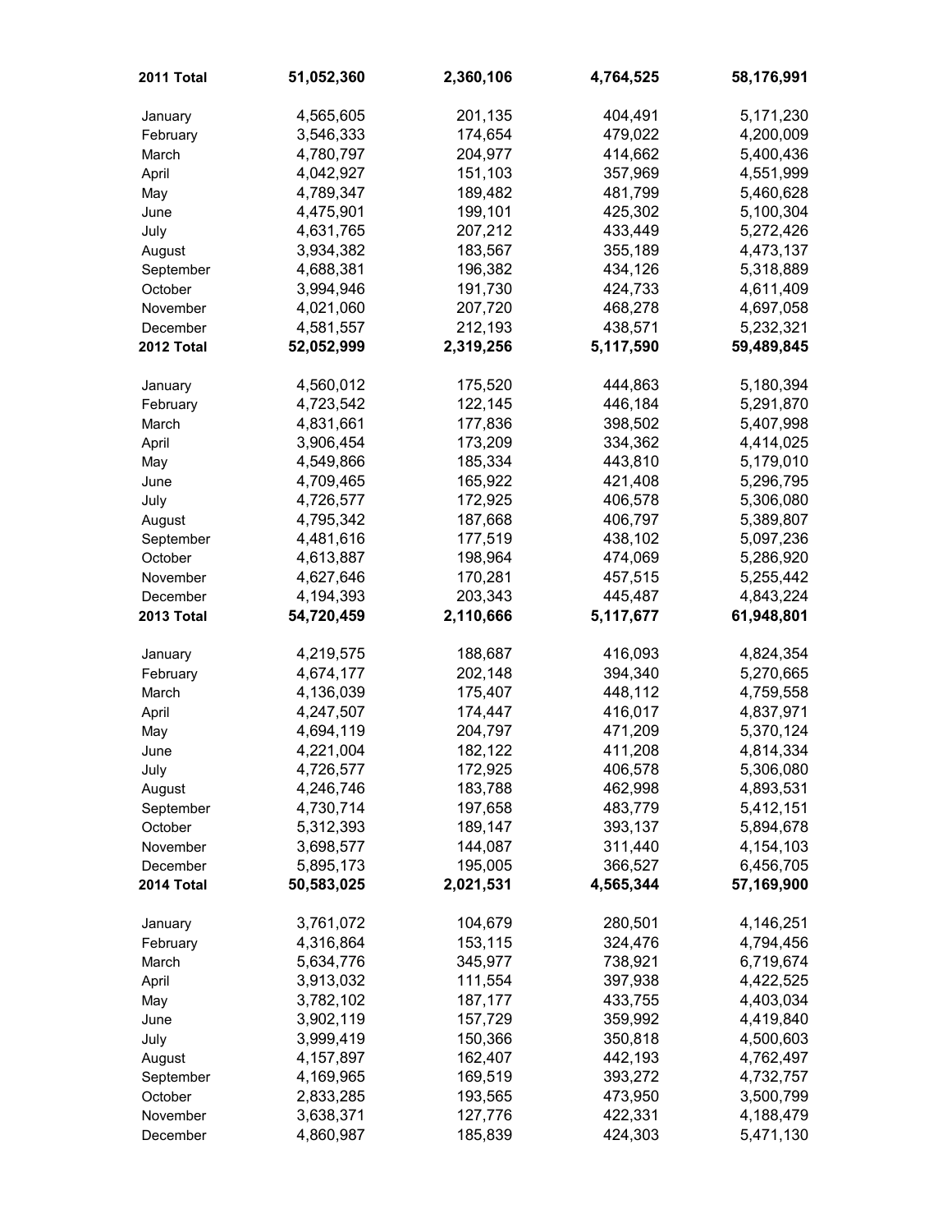| | | | | |
|---|---|---|---|---|
| **2011 Total** | **51,052,360** | **2,360,106** | **4,764,525** | **58,176,991** |
| | | | | |
| January | 4,565,605 | 201,135 | 404,491 | 5,171,230 |
| February | 3,546,333 | 174,654 | 479,022 | 4,200,009 |
| March | 4,780,797 | 204,977 | 414,662 | 5,400,436 |
| April | 4,042,927 | 151,103 | 357,969 | 4,551,999 |
| May | 4,789,347 | 189,482 | 481,799 | 5,460,628 |
| June | 4,475,901 | 199,101 | 425,302 | 5,100,304 |
| July | 4,631,765 | 207,212 | 433,449 | 5,272,426 |
| August | 3,934,382 | 183,567 | 355,189 | 4,473,137 |
| September | 4,688,381 | 196,382 | 434,126 | 5,318,889 |
| October | 3,994,946 | 191,730 | 424,733 | 4,611,409 |
| November | 4,021,060 | 207,720 | 468,278 | 4,697,058 |
| December | 4,581,557 | 212,193 | 438,571 | 5,232,321 |
| **2012 Total** | **52,052,999** | **2,319,256** | **5,117,590** | **59,489,845** |
| | | | | |
| January | 4,560,012 | 175,520 | 444,863 | 5,180,394 |
| February | 4,723,542 | 122,145 | 446,184 | 5,291,870 |
| March | 4,831,661 | 177,836 | 398,502 | 5,407,998 |
| April | 3,906,454 | 173,209 | 334,362 | 4,414,025 |
| May | 4,549,866 | 185,334 | 443,810 | 5,179,010 |
| June | 4,709,465 | 165,922 | 421,408 | 5,296,795 |
| July | 4,726,577 | 172,925 | 406,578 | 5,306,080 |
| August | 4,795,342 | 187,668 | 406,797 | 5,389,807 |
| September | 4,481,616 | 177,519 | 438,102 | 5,097,236 |
| October | 4,613,887 | 198,964 | 474,069 | 5,286,920 |
| November | 4,627,646 | 170,281 | 457,515 | 5,255,442 |
| December | 4,194,393 | 203,343 | 445,487 | 4,843,224 |
| **2013 Total** | **54,720,459** | **2,110,666** | **5,117,677** | **61,948,801** |
| | | | | |
| January | 4,219,575 | 188,687 | 416,093 | 4,824,354 |
| February | 4,674,177 | 202,148 | 394,340 | 5,270,665 |
| March | 4,136,039 | 175,407 | 448,112 | 4,759,558 |
| April | 4,247,507 | 174,447 | 416,017 | 4,837,971 |
| May | 4,694,119 | 204,797 | 471,209 | 5,370,124 |
| June | 4,221,004 | 182,122 | 411,208 | 4,814,334 |
| July | 4,726,577 | 172,925 | 406,578 | 5,306,080 |
| August | 4,246,746 | 183,788 | 462,998 | 4,893,531 |
| September | 4,730,714 | 197,658 | 483,779 | 5,412,151 |
| October | 5,312,393 | 189,147 | 393,137 | 5,894,678 |
| November | 3,698,577 | 144,087 | 311,440 | 4,154,103 |
| December | 5,895,173 | 195,005 | 366,527 | 6,456,705 |
| **2014 Total** | **50,583,025** | **2,021,531** | **4,565,344** | **57,169,900** |
| | | | | |
| January | 3,761,072 | 104,679 | 280,501 | 4,146,251 |
| February | 4,316,864 | 153,115 | 324,476 | 4,794,456 |
| March | 5,634,776 | 345,977 | 738,921 | 6,719,674 |
| April | 3,913,032 | 111,554 | 397,938 | 4,422,525 |
| May | 3,782,102 | 187,177 | 433,755 | 4,403,034 |
| June | 3,902,119 | 157,729 | 359,992 | 4,419,840 |
| July | 3,999,419 | 150,366 | 350,818 | 4,500,603 |
| August | 4,157,897 | 162,407 | 442,193 | 4,762,497 |
| September | 4,169,965 | 169,519 | 393,272 | 4,732,757 |
| October | 2,833,285 | 193,565 | 473,950 | 3,500,799 |
| November | 3,638,371 | 127,776 | 422,331 | 4,188,479 |
| December | 4,860,987 | 185,839 | 424,303 | 5,471,130 |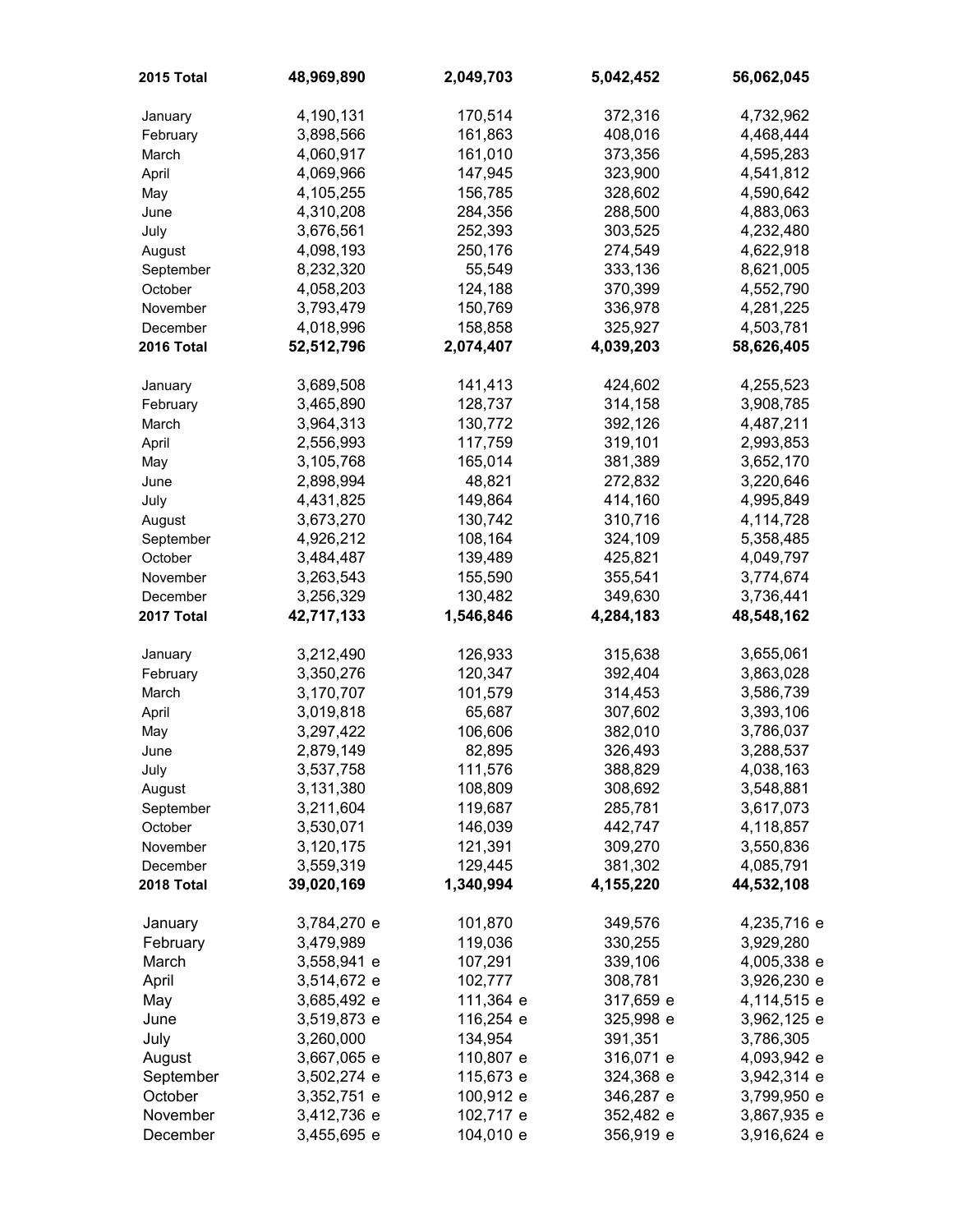| | | | | |
|---|---|---|---|---|
| **2015 Total** | **48,969,890** | **2,049,703** | **5,042,452** | **56,062,045** |
| | | | | |
| January | 4,190,131 | 170,514 | 372,316 | 4,732,962 |
| February | 3,898,566 | 161,863 | 408,016 | 4,468,444 |
| March | 4,060,917 | 161,010 | 373,356 | 4,595,283 |
| April | 4,069,966 | 147,945 | 323,900 | 4,541,812 |
| May | 4,105,255 | 156,785 | 328,602 | 4,590,642 |
| June | 4,310,208 | 284,356 | 288,500 | 4,883,063 |
| July | 3,676,561 | 252,393 | 303,525 | 4,232,480 |
| August | 4,098,193 | 250,176 | 274,549 | 4,622,918 |
| September | 8,232,320 | 55,549 | 333,136 | 8,621,005 |
| October | 4,058,203 | 124,188 | 370,399 | 4,552,790 |
| November | 3,793,479 | 150,769 | 336,978 | 4,281,225 |
| December | 4,018,996 | 158,858 | 325,927 | 4,503,781 |
| **2016 Total** | **52,512,796** | **2,074,407** | **4,039,203** | **58,626,405** |
| | | | | |
| January | 3,689,508 | 141,413 | 424,602 | 4,255,523 |
| February | 3,465,890 | 128,737 | 314,158 | 3,908,785 |
| March | 3,964,313 | 130,772 | 392,126 | 4,487,211 |
| April | 2,556,993 | 117,759 | 319,101 | 2,993,853 |
| May | 3,105,768 | 165,014 | 381,389 | 3,652,170 |
| June | 2,898,994 | 48,821 | 272,832 | 3,220,646 |
| July | 4,431,825 | 149,864 | 414,160 | 4,995,849 |
| August | 3,673,270 | 130,742 | 310,716 | 4,114,728 |
| September | 4,926,212 | 108,164 | 324,109 | 5,358,485 |
| October | 3,484,487 | 139,489 | 425,821 | 4,049,797 |
| November | 3,263,543 | 155,590 | 355,541 | 3,774,674 |
| December | 3,256,329 | 130,482 | 349,630 | 3,736,441 |
| **2017 Total** | **42,717,133** | **1,546,846** | **4,284,183** | **48,548,162** |
| | | | | |
| January | 3,212,490 | 126,933 | 315,638 | 3,655,061 |
| February | 3,350,276 | 120,347 | 392,404 | 3,863,028 |
| March | 3,170,707 | 101,579 | 314,453 | 3,586,739 |
| April | 3,019,818 | 65,687 | 307,602 | 3,393,106 |
| May | 3,297,422 | 106,606 | 382,010 | 3,786,037 |
| June | 2,879,149 | 82,895 | 326,493 | 3,288,537 |
| July | 3,537,758 | 111,576 | 388,829 | 4,038,163 |
| August | 3,131,380 | 108,809 | 308,692 | 3,548,881 |
| September | 3,211,604 | 119,687 | 285,781 | 3,617,073 |
| October | 3,530,071 | 146,039 | 442,747 | 4,118,857 |
| November | 3,120,175 | 121,391 | 309,270 | 3,550,836 |
| December | 3,559,319 | 129,445 | 381,302 | 4,085,791 |
| **2018 Total** | **39,020,169** | **1,340,994** | **4,155,220** | **44,532,108** |
| | | | | |
| January | 3,784,270 e | 101,870 | 349,576 | 4,235,716 e |
| February | 3,479,989 | 119,036 | 330,255 | 3,929,280 |
| March | 3,558,941 e | 107,291 | 339,106 | 4,005,338 e |
| April | 3,514,672 e | 102,777 | 308,781 | 3,926,230 e |
| May | 3,685,492 e | 111,364 e | 317,659 e | 4,114,515 e |
| June | 3,519,873 e | 116,254 e | 325,998 e | 3,962,125 e |
| July | 3,260,000 | 134,954 | 391,351 | 3,786,305 |
| August | 3,667,065 e | 110,807 e | 316,071 e | 4,093,942 e |
| September | 3,502,274 e | 115,673 e | 324,368 e | 3,942,314 e |
| October | 3,352,751 e | 100,912 e | 346,287 e | 3,799,950 e |
| November | 3,412,736 e | 102,717 e | 352,482 e | 3,867,935 e |
| December | 3,455,695 e | 104,010 e | 356,919 e | 3,916,624 e |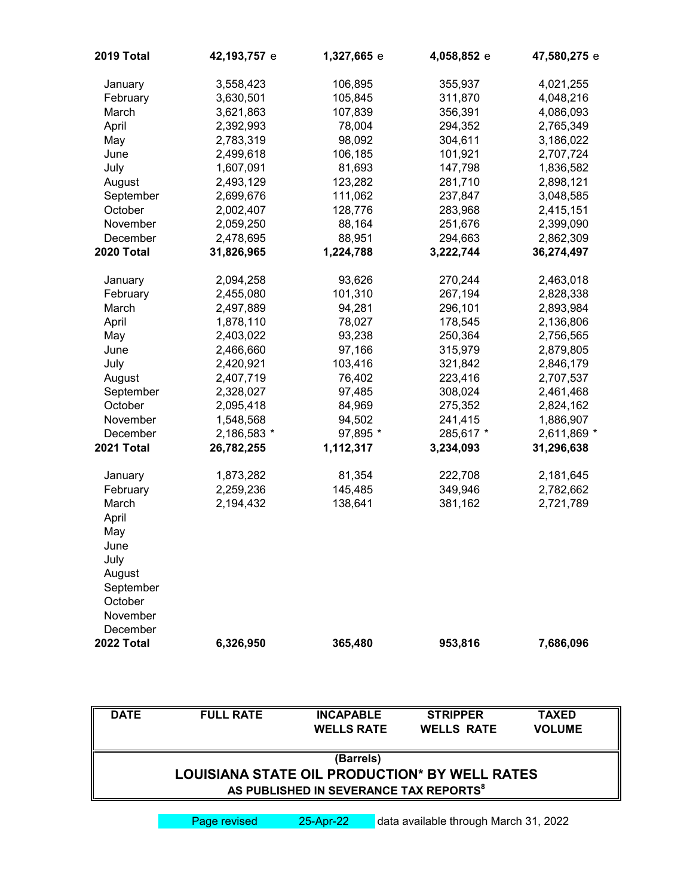| DATE | FULL RATE | INCAPABLE WELLS RATE | STRIPPER WELLS RATE | TAXED VOLUME |
|---|---|---|---|---|
| **2019 Total** | **42,193,757** e | **1,327,665** e | **4,058,852** e | **47,580,275** e |
| January | 3,558,423 | 106,895 | 355,937 | 4,021,255 |
| February | 3,630,501 | 105,845 | 311,870 | 4,048,216 |
| March | 3,621,863 | 107,839 | 356,391 | 4,086,093 |
| April | 2,392,993 | 78,004 | 294,352 | 2,765,349 |
| May | 2,783,319 | 98,092 | 304,611 | 3,186,022 |
| June | 2,499,618 | 106,185 | 101,921 | 2,707,724 |
| July | 1,607,091 | 81,693 | 147,798 | 1,836,582 |
| August | 2,493,129 | 123,282 | 281,710 | 2,898,121 |
| September | 2,699,676 | 111,062 | 237,847 | 3,048,585 |
| October | 2,002,407 | 128,776 | 283,968 | 2,415,151 |
| November | 2,059,250 | 88,164 | 251,676 | 2,399,090 |
| December | 2,478,695 | 88,951 | 294,663 | 2,862,309 |
| **2020 Total** | **31,826,965** | **1,224,788** | **3,222,744** | **36,274,497** |
| January | 2,094,258 | 93,626 | 270,244 | 2,463,018 |
| February | 2,455,080 | 101,310 | 267,194 | 2,828,338 |
| March | 2,497,889 | 94,281 | 296,101 | 2,893,984 |
| April | 1,878,110 | 78,027 | 178,545 | 2,136,806 |
| May | 2,403,022 | 93,238 | 250,364 | 2,756,565 |
| June | 2,466,660 | 97,166 | 315,979 | 2,879,805 |
| July | 2,420,921 | 103,416 | 321,842 | 2,846,179 |
| August | 2,407,719 | 76,402 | 223,416 | 2,707,537 |
| September | 2,328,027 | 97,485 | 308,024 | 2,461,468 |
| October | 2,095,418 | 84,969 | 275,352 | 2,824,162 |
| November | 1,548,568 | 94,502 | 241,415 | 1,886,907 |
| December | 2,186,583 * | 97,895 * | 285,617 * | 2,611,869 * |
| **2021 Total** | **26,782,255** | **1,112,317** | **3,234,093** | **31,296,638** |
| January | 1,873,282 | 81,354 | 222,708 | 2,181,645 |
| February | 2,259,236 | 145,485 | 349,946 | 2,782,662 |
| March | 2,194,432 | 138,641 | 381,162 | 2,721,789 |
| April | | | | |
| May | | | | |
| June | | | | |
| July | | | | |
| August | | | | |
| September | | | | |
| October | | | | |
| November | | | | |
| December | | | | |
| **2022 Total** | **6,326,950** | **365,480** | **953,816** | **7,686,096** |

(Barrels)

**LOUISIANA STATE OIL PRODUCTION* BY WELL RATES**

**AS PUBLISHED IN SEVERANCE TAX REPORTS[8]**

Page revised 25-Apr-22 data available through March 31, 2022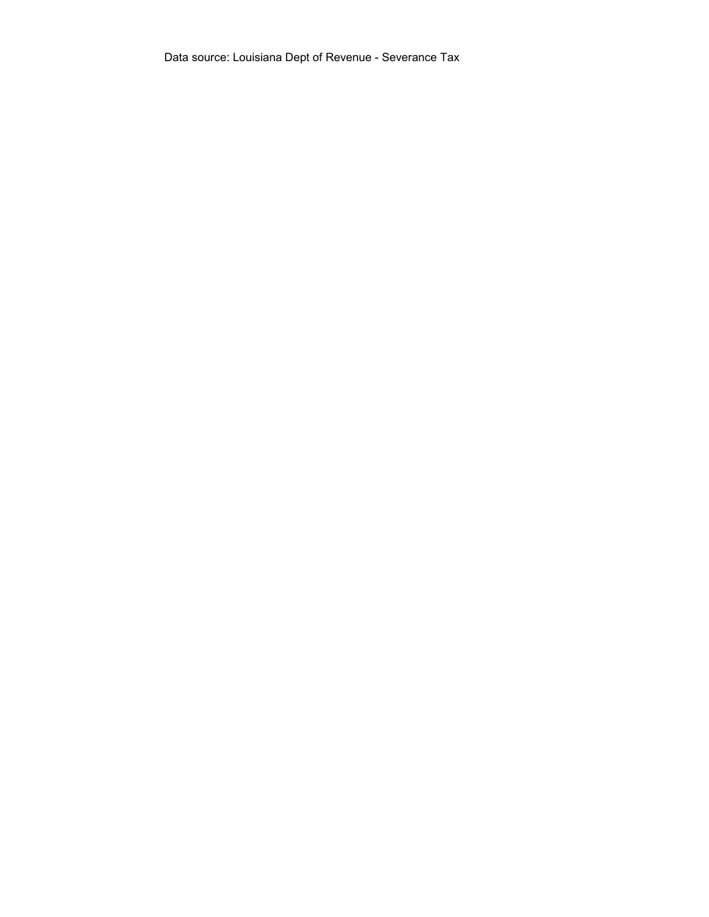Data source: Louisiana Dept of Revenue - Severance Tax